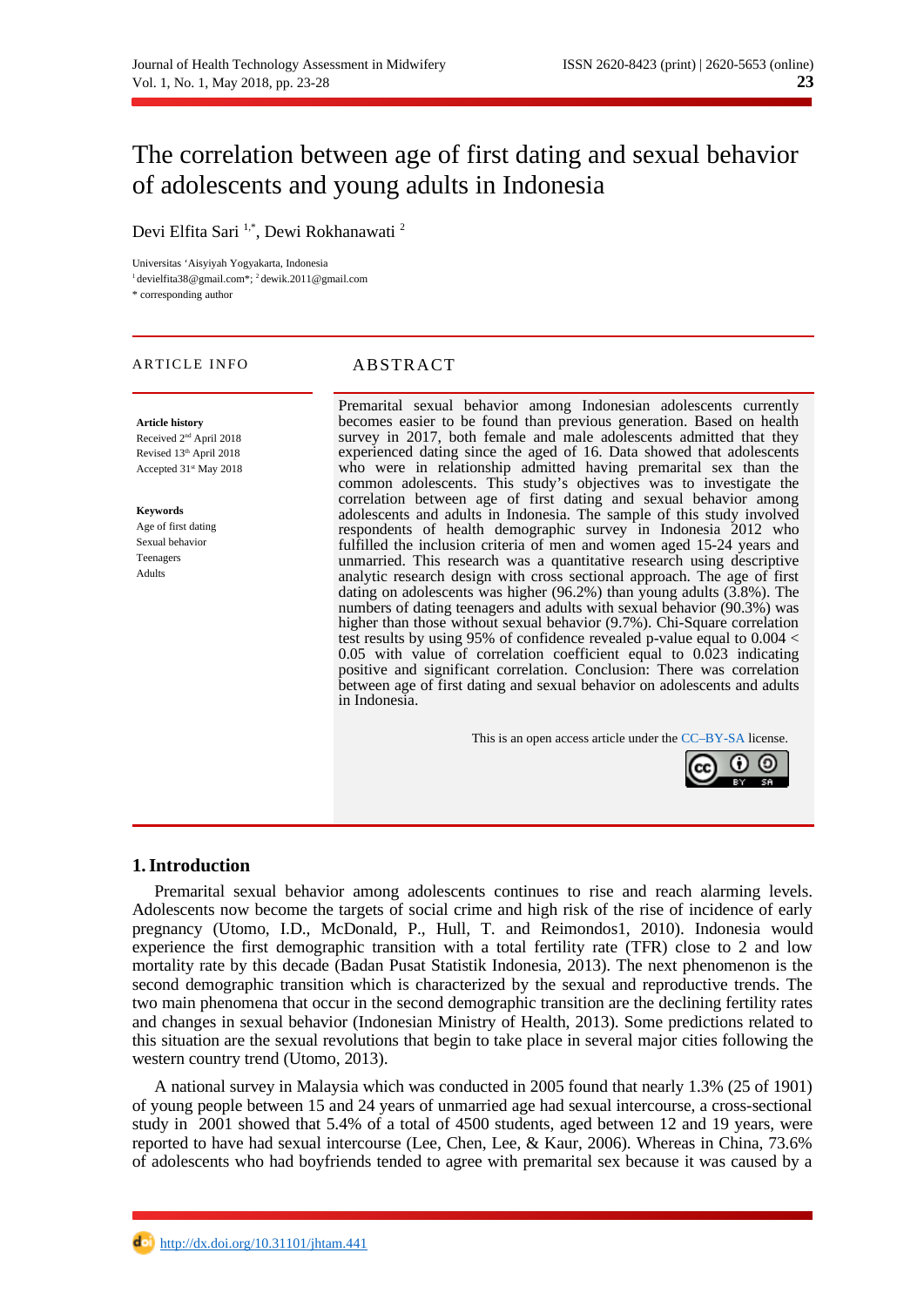# The correlation between age of first dating and sexual behavior of adolescents and young adults in Indonesia

Devi Elfita Sari [1,*], Dewi Rokhanawati [2]

Universitas 'Aisyiyah Yogyakarta, Indonesia
[1] devielfita38@gmail.com*; [2] dewik.2011@gmail.com
* corresponding author

## ARTICLE INFO

**Article history**
Received 2nd April 2018
Revised 13th April 2018
Accepted 31st May 2018

**Keywords**
Age of first dating
Sexual behavior
Teenagers
Adults

## ABSTRACT

Premarital sexual behavior among Indonesian adolescents currently becomes easier to be found than previous generation. Based on health survey in 2017, both female and male adolescents admitted that they experienced dating since the aged of 16. Data showed that adolescents who were in relationship admitted having premarital sex than the common adolescents. This study's objectives was to investigate the correlation between age of first dating and sexual behavior among adolescents and adults in Indonesia. The sample of this study involved respondents of health demographic survey in Indonesia 2012 who fulfilled the inclusion criteria of men and women aged 15-24 years and unmarried. This research was a quantitative research using descriptive analytic research design with cross sectional approach. The age of first dating on adolescents was higher (96.2%) than young adults (3.8%). The numbers of dating teenagers and adults with sexual behavior (90.3%) was higher than those without sexual behavior (9.7%). Chi-Square correlation test results by using 95% of confidence revealed p-value equal to $0.004 < 0.05$ with value of correlation coefficient equal to 0.023 indicating positive and significant correlation. Conclusion: There was correlation between age of first dating and sexual behavior on adolescents and adults in Indonesia.

This is an open access article under the CC–BY-SA license.

## 1. Introduction

Premarital sexual behavior among adolescents continues to rise and reach alarming levels. Adolescents now become the targets of social crime and high risk of the rise of incidence of early pregnancy (Utomo, I.D., McDonald, P., Hull, T. and Reimondos1, 2010). Indonesia would experience the first demographic transition with a total fertility rate (TFR) close to 2 and low mortality rate by this decade (Badan Pusat Statistik Indonesia, 2013). The next phenomenon is the second demographic transition which is characterized by the sexual and reproductive trends. The two main phenomena that occur in the second demographic transition are the declining fertility rates and changes in sexual behavior (Indonesian Ministry of Health, 2013). Some predictions related to this situation are the sexual revolutions that begin to take place in several major cities following the western country trend (Utomo, 2013).

A national survey in Malaysia which was conducted in 2005 found that nearly 1.3% (25 of 1901) of young people between 15 and 24 years of unmarried age had sexual intercourse, a cross-sectional study in 2001 showed that 5.4% of a total of 4500 students, aged between 12 and 19 years, were reported to have had sexual intercourse (Lee, Chen, Lee, & Kaur, 2006). Whereas in China, 73.6% of adolescents who had boyfriends tended to agree with premarital sex because it was caused by a

http://dx.doi.org/10.31101/jhtam.441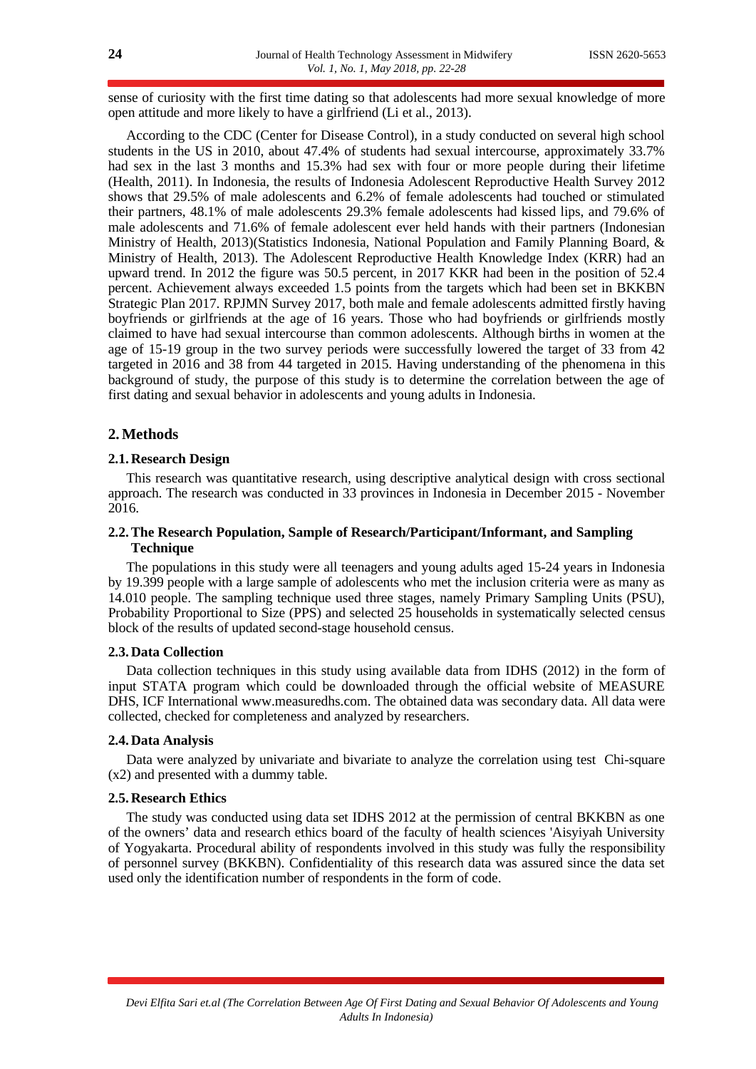sense of curiosity with the first time dating so that adolescents had more sexual knowledge of more open attitude and more likely to have a girlfriend (Li et al., 2013).

According to the CDC (Center for Disease Control), in a study conducted on several high school students in the US in 2010, about 47.4% of students had sexual intercourse, approximately 33.7% had sex in the last 3 months and 15.3% had sex with four or more people during their lifetime (Health, 2011). In Indonesia, the results of Indonesia Adolescent Reproductive Health Survey 2012 shows that 29.5% of male adolescents and 6.2% of female adolescents had touched or stimulated their partners, 48.1% of male adolescents 29.3% female adolescents had kissed lips, and 79.6% of male adolescents and 71.6% of female adolescent ever held hands with their partners (Indonesian Ministry of Health, 2013)(Statistics Indonesia, National Population and Family Planning Board, & Ministry of Health, 2013). The Adolescent Reproductive Health Knowledge Index (KRR) had an upward trend. In 2012 the figure was 50.5 percent, in 2017 KKR had been in the position of 52.4 percent. Achievement always exceeded 1.5 points from the targets which had been set in BKKBN Strategic Plan 2017. RPJMN Survey 2017, both male and female adolescents admitted firstly having boyfriends or girlfriends at the age of 16 years. Those who had boyfriends or girlfriends mostly claimed to have had sexual intercourse than common adolescents. Although births in women at the age of 15-19 group in the two survey periods were successfully lowered the target of 33 from 42 targeted in 2016 and 38 from 44 targeted in 2015. Having understanding of the phenomena in this background of study, the purpose of this study is to determine the correlation between the age of first dating and sexual behavior in adolescents and young adults in Indonesia.

## 2. Methods

### 2.1. Research Design

This research was quantitative research, using descriptive analytical design with cross sectional approach. The research was conducted in 33 provinces in Indonesia in December 2015 - November 2016.

### 2.2. The Research Population, Sample of Research/Participant/Informant, and Sampling Technique

The populations in this study were all teenagers and young adults aged 15-24 years in Indonesia by 19.399 people with a large sample of adolescents who met the inclusion criteria were as many as 14.010 people. The sampling technique used three stages, namely Primary Sampling Units (PSU), Probability Proportional to Size (PPS) and selected 25 households in systematically selected census block of the results of updated second-stage household census.

### 2.3. Data Collection

Data collection techniques in this study using available data from IDHS (2012) in the form of input STATA program which could be downloaded through the official website of MEASURE DHS, ICF International www.measuredhs.com. The obtained data was secondary data. All data were collected, checked for completeness and analyzed by researchers.

### 2.4. Data Analysis

Data were analyzed by univariate and bivariate to analyze the correlation using test Chi-square (x2) and presented with a dummy table.

### 2.5. Research Ethics

The study was conducted using data set IDHS 2012 at the permission of central BKKBN as one of the owners' data and research ethics board of the faculty of health sciences 'Aisyiyah University of Yogyakarta. Procedural ability of respondents involved in this study was fully the responsibility of personnel survey (BKKBN). Confidentiality of this research data was assured since the data set used only the identification number of respondents in the form of code.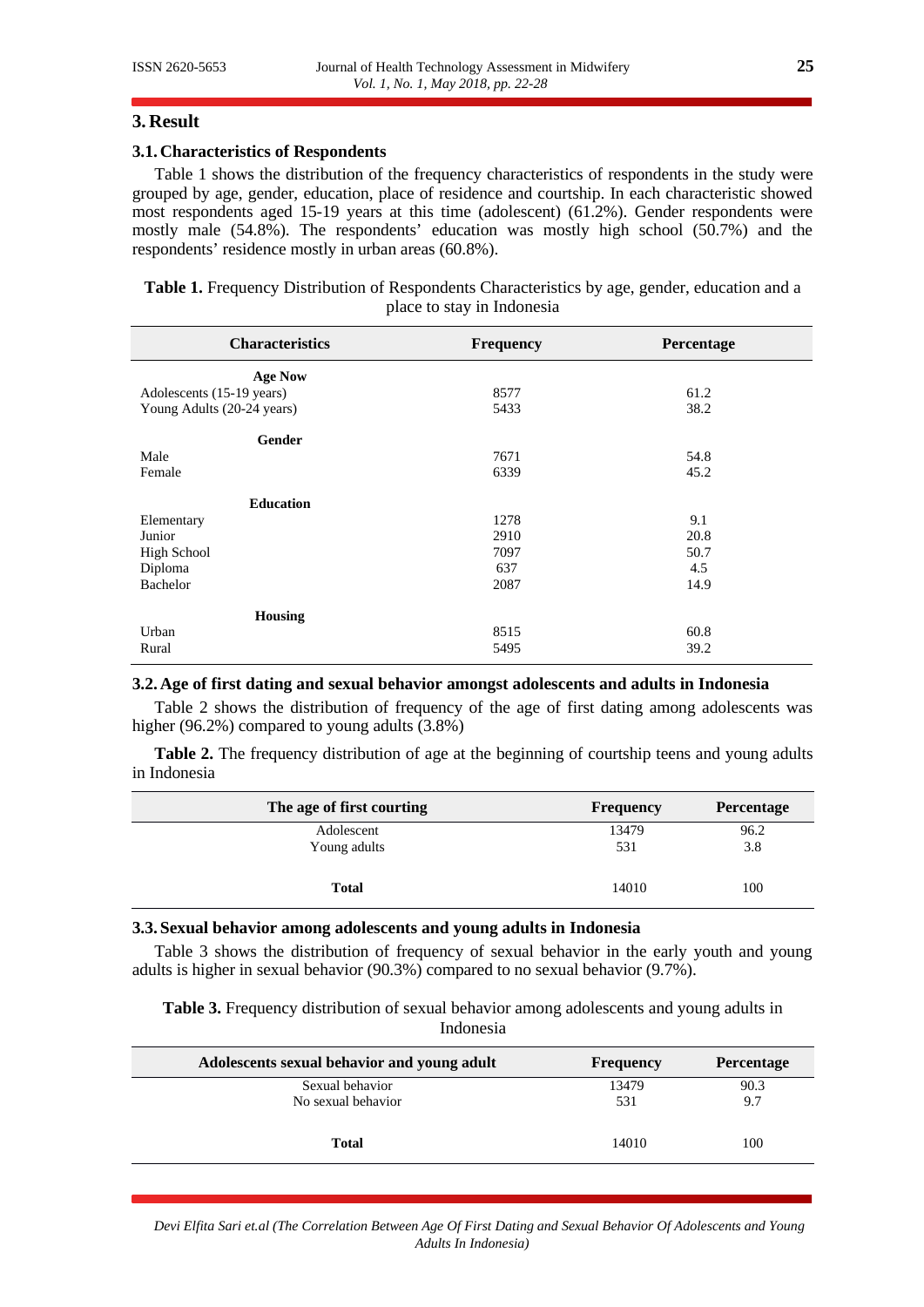## 3. Result

### 3.1. Characteristics of Respondents

Table 1 shows the distribution of the frequency characteristics of respondents in the study were grouped by age, gender, education, place of residence and courtship. In each characteristic showed most respondents aged 15-19 years at this time (adolescent) (61.2%). Gender respondents were mostly male (54.8%). The respondents' education was mostly high school (50.7%) and the respondents' residence mostly in urban areas (60.8%).

**Table 1.** Frequency Distribution of Respondents Characteristics by age, gender, education and a place to stay in Indonesia

| Characteristics | Frequency | Percentage |
|---|---|---|
| **Age Now** | | |
| Adolescents (15-19 years) | 8577 | 61.2 |
| Young Adults (20-24 years) | 5433 | 38.2 |
| **Gender** | | |
| Male | 7671 | 54.8 |
| Female | 6339 | 45.2 |
| **Education** | | |
| Elementary | 1278 | 9.1 |
| Junior | 2910 | 20.8 |
| High School | 7097 | 50.7 |
| Diploma | 637 | 4.5 |
| Bachelor | 2087 | 14.9 |
| **Housing** | | |
| Urban | 8515 | 60.8 |
| Rural | 5495 | 39.2 |

### 3.2. Age of first dating and sexual behavior amongst adolescents and adults in Indonesia

Table 2 shows the distribution of frequency of the age of first dating among adolescents was higher (96.2%) compared to young adults (3.8%)

**Table 2.** The frequency distribution of age at the beginning of courtship teens and young adults in Indonesia

| The age of first courting | Frequency | Percentage |
|---|---|---|
| Adolescent | 13479 | 96.2 |
| Young adults | 531 | 3.8 |
| **Total** | 14010 | 100 |

### 3.3. Sexual behavior among adolescents and young adults in Indonesia

Table 3 shows the distribution of frequency of sexual behavior in the early youth and young adults is higher in sexual behavior (90.3%) compared to no sexual behavior (9.7%).

**Table 3.** Frequency distribution of sexual behavior among adolescents and young adults in Indonesia

| Adolescents sexual behavior and young adult | Frequency | Percentage |
|---|---|---|
| Sexual behavior | 13479 | 90.3 |
| No sexual behavior | 531 | 9.7 |
| **Total** | 14010 | 100 |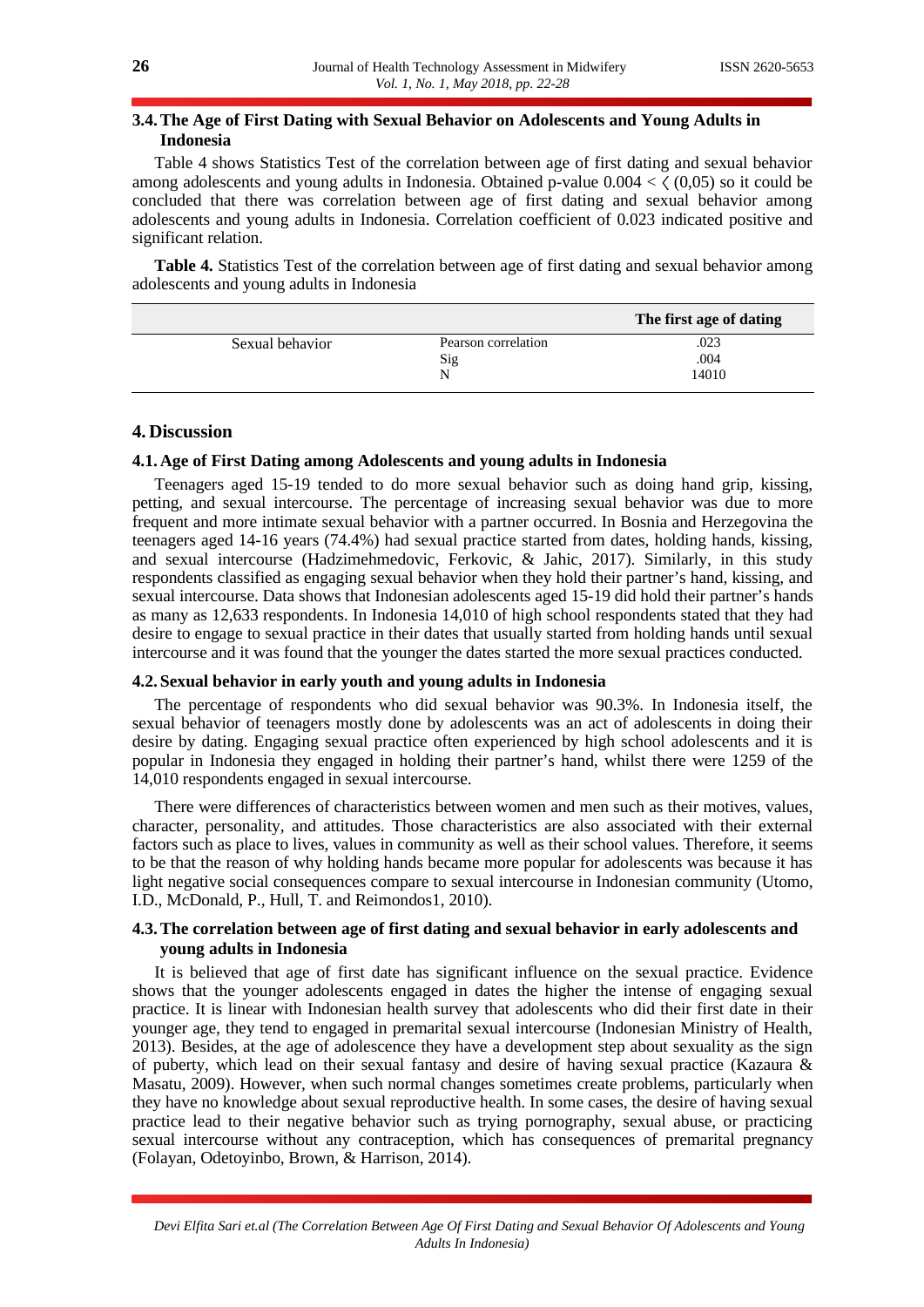### 3.4. The Age of First Dating with Sexual Behavior on Adolescents and Young Adults in Indonesia

Table 4 shows Statistics Test of the correlation between age of first dating and sexual behavior among adolescents and young adults in Indonesia. Obtained p-value 0.004 < ⟨ (0,05) so it could be concluded that there was correlation between age of first dating and sexual behavior among adolescents and young adults in Indonesia. Correlation coefficient of 0.023 indicated positive and significant relation.

**Table 4.** Statistics Test of the correlation between age of first dating and sexual behavior among adolescents and young adults in Indonesia

| | | The first age of dating |
|---|---|---|
| Sexual behavior | Pearson correlation | .023 |
| | Sig | .004 |
| | N | 14010 |

## 4. Discussion

### 4.1. Age of First Dating among Adolescents and young adults in Indonesia

Teenagers aged 15-19 tended to do more sexual behavior such as doing hand grip, kissing, petting, and sexual intercourse. The percentage of increasing sexual behavior was due to more frequent and more intimate sexual behavior with a partner occurred. In Bosnia and Herzegovina the teenagers aged 14-16 years (74.4%) had sexual practice started from dates, holding hands, kissing, and sexual intercourse (Hadzimehmedovic, Ferkovic, & Jahic, 2017). Similarly, in this study respondents classified as engaging sexual behavior when they hold their partner's hand, kissing, and sexual intercourse. Data shows that Indonesian adolescents aged 15-19 did hold their partner's hands as many as 12,633 respondents. In Indonesia 14,010 of high school respondents stated that they had desire to engage to sexual practice in their dates that usually started from holding hands until sexual intercourse and it was found that the younger the dates started the more sexual practices conducted.

### 4.2. Sexual behavior in early youth and young adults in Indonesia

The percentage of respondents who did sexual behavior was 90.3%. In Indonesia itself, the sexual behavior of teenagers mostly done by adolescents was an act of adolescents in doing their desire by dating. Engaging sexual practice often experienced by high school adolescents and it is popular in Indonesia they engaged in holding their partner's hand, whilst there were 1259 of the 14,010 respondents engaged in sexual intercourse.

There were differences of characteristics between women and men such as their motives, values, character, personality, and attitudes. Those characteristics are also associated with their external factors such as place to lives, values in community as well as their school values. Therefore, it seems to be that the reason of why holding hands became more popular for adolescents was because it has light negative social consequences compare to sexual intercourse in Indonesian community (Utomo, I.D., McDonald, P., Hull, T. and Reimondos1, 2010).

### 4.3. The correlation between age of first dating and sexual behavior in early adolescents and young adults in Indonesia

It is believed that age of first date has significant influence on the sexual practice. Evidence shows that the younger adolescents engaged in dates the higher the intense of engaging sexual practice. It is linear with Indonesian health survey that adolescents who did their first date in their younger age, they tend to engaged in premarital sexual intercourse (Indonesian Ministry of Health, 2013). Besides, at the age of adolescence they have a development step about sexuality as the sign of puberty, which lead on their sexual fantasy and desire of having sexual practice (Kazaura & Masatu, 2009). However, when such normal changes sometimes create problems, particularly when they have no knowledge about sexual reproductive health. In some cases, the desire of having sexual practice lead to their negative behavior such as trying pornography, sexual abuse, or practicing sexual intercourse without any contraception, which has consequences of premarital pregnancy (Folayan, Odetoyinbo, Brown, & Harrison, 2014).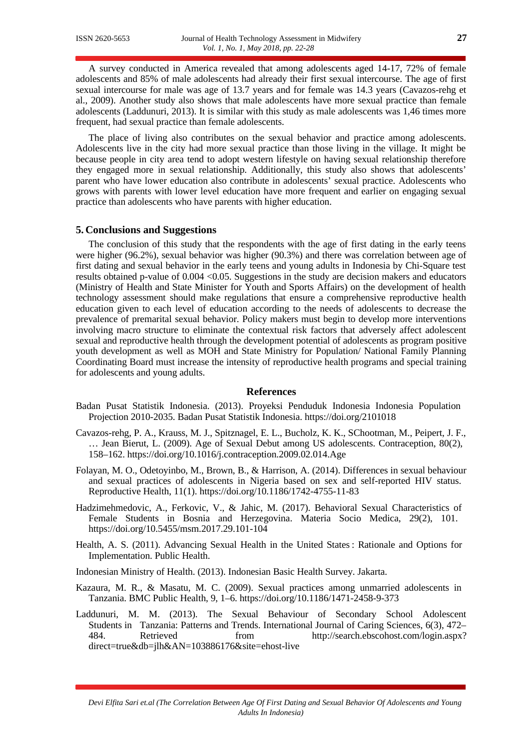A survey conducted in America revealed that among adolescents aged 14-17, 72% of female adolescents and 85% of male adolescents had already their first sexual intercourse. The age of first sexual intercourse for male was age of 13.7 years and for female was 14.3 years (Cavazos-rehg et al., 2009). Another study also shows that male adolescents have more sexual practice than female adolescents (Laddunuri, 2013). It is similar with this study as male adolescents was 1,46 times more frequent, had sexual practice than female adolescents.

The place of living also contributes on the sexual behavior and practice among adolescents. Adolescents live in the city had more sexual practice than those living in the village. It might be because people in city area tend to adopt western lifestyle on having sexual relationship therefore they engaged more in sexual relationship. Additionally, this study also shows that adolescents' parent who have lower education also contribute in adolescents' sexual practice. Adolescents who grows with parents with lower level education have more frequent and earlier on engaging sexual practice than adolescents who have parents with higher education.

## 5. Conclusions and Suggestions

The conclusion of this study that the respondents with the age of first dating in the early teens were higher (96.2%), sexual behavior was higher (90.3%) and there was correlation between age of first dating and sexual behavior in the early teens and young adults in Indonesia by Chi-Square test results obtained p-value of 0.004 <0.05. Suggestions in the study are decision makers and educators (Ministry of Health and State Minister for Youth and Sports Affairs) on the development of health technology assessment should make regulations that ensure a comprehensive reproductive health education given to each level of education according to the needs of adolescents to decrease the prevalence of premarital sexual behavior. Policy makers must begin to develop more interventions involving macro structure to eliminate the contextual risk factors that adversely affect adolescent sexual and reproductive health through the development potential of adolescents as program positive youth development as well as MOH and State Ministry for Population/ National Family Planning Coordinating Board must increase the intensity of reproductive health programs and special training for adolescents and young adults.

## References

Badan Pusat Statistik Indonesia. (2013). Proyeksi Penduduk Indonesia Indonesia Population Projection 2010-2035. Badan Pusat Statistik Indonesia. https://doi.org/2101018

Cavazos-rehg, P. A., Krauss, M. J., Spitznagel, E. L., Bucholz, K. K., SChootman, M., Peipert, J. F., … Jean Bierut, L. (2009). Age of Sexual Debut among US adolescents. Contraception, 80(2), 158–162. https://doi.org/10.1016/j.contraception.2009.02.014.Age

Folayan, M. O., Odetoyinbo, M., Brown, B., & Harrison, A. (2014). Differences in sexual behaviour and sexual practices of adolescents in Nigeria based on sex and self-reported HIV status. Reproductive Health, 11(1). https://doi.org/10.1186/1742-4755-11-83

Hadzimehmedovic, A., Ferkovic, V., & Jahic, M. (2017). Behavioral Sexual Characteristics of Female Students in Bosnia and Herzegovina. Materia Socio Medica, 29(2), 101. https://doi.org/10.5455/msm.2017.29.101-104

Health, A. S. (2011). Advancing Sexual Health in the United States : Rationale and Options for Implementation. Public Health.

Indonesian Ministry of Health. (2013). Indonesian Basic Health Survey. Jakarta.

Kazaura, M. R., & Masatu, M. C. (2009). Sexual practices among unmarried adolescents in Tanzania. BMC Public Health, 9, 1–6. https://doi.org/10.1186/1471-2458-9-373

Laddunuri, M. M. (2013). The Sexual Behaviour of Secondary School Adolescent Students in Tanzania: Patterns and Trends. International Journal of Caring Sciences, 6(3), 472–484. Retrieved from http://search.ebscohost.com/login.aspx?direct=true&db=jlh&AN=103886176&site=ehost-live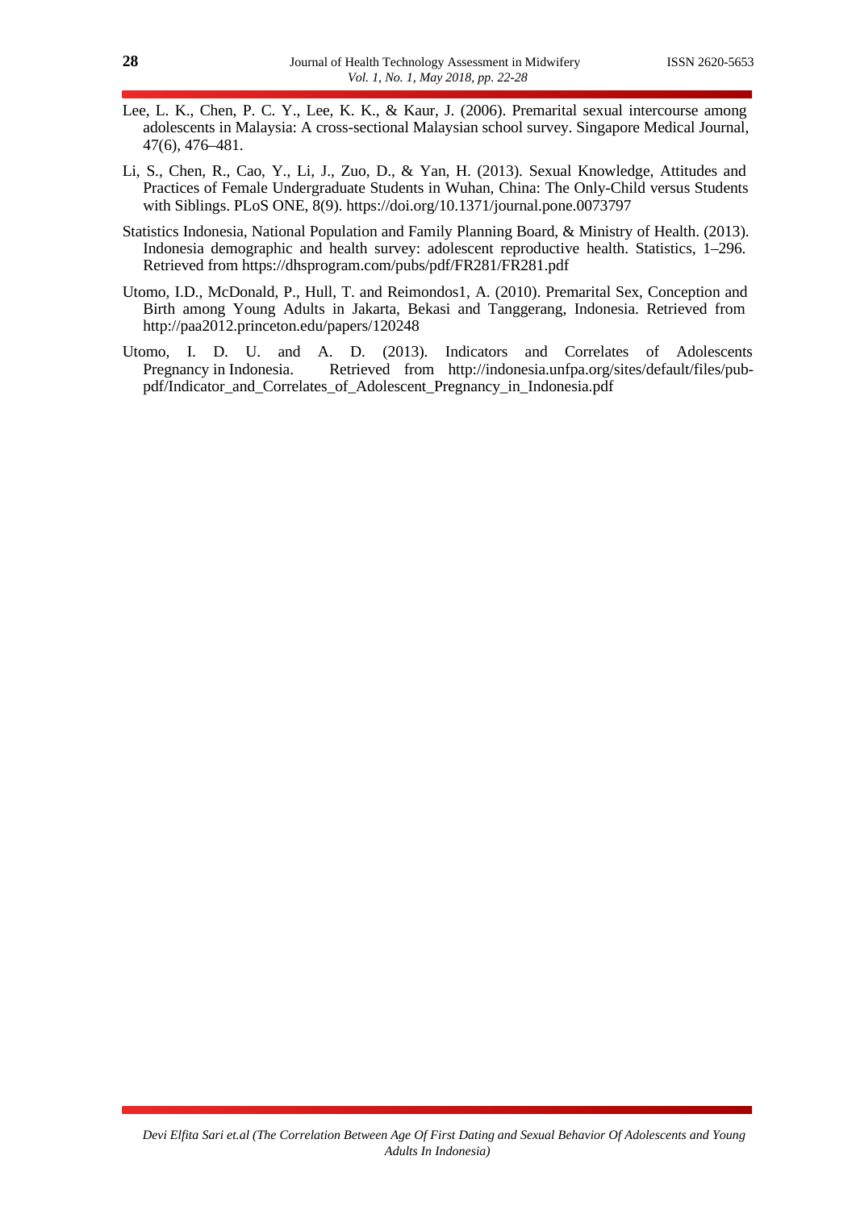Lee, L. K., Chen, P. C. Y., Lee, K. K., & Kaur, J. (2006). Premarital sexual intercourse among adolescents in Malaysia: A cross-sectional Malaysian school survey. Singapore Medical Journal, 47(6), 476–481.

Li, S., Chen, R., Cao, Y., Li, J., Zuo, D., & Yan, H. (2013). Sexual Knowledge, Attitudes and Practices of Female Undergraduate Students in Wuhan, China: The Only-Child versus Students with Siblings. PLoS ONE, 8(9). https://doi.org/10.1371/journal.pone.0073797

Statistics Indonesia, National Population and Family Planning Board, & Ministry of Health. (2013). Indonesia demographic and health survey: adolescent reproductive health. Statistics, 1–296. Retrieved from https://dhsprogram.com/pubs/pdf/FR281/FR281.pdf

Utomo, I.D., McDonald, P., Hull, T. and Reimondos1, A. (2010). Premarital Sex, Conception and Birth among Young Adults in Jakarta, Bekasi and Tanggerang, Indonesia. Retrieved from http://paa2012.princeton.edu/papers/120248

Utomo, I. D. U. and A. D. (2013). Indicators and Correlates of Adolescents Pregnancy in Indonesia. Retrieved from http://indonesia.unfpa.org/sites/default/files/pub-pdf/Indicator_and_Correlates_of_Adolescent_Pregnancy_in_Indonesia.pdf